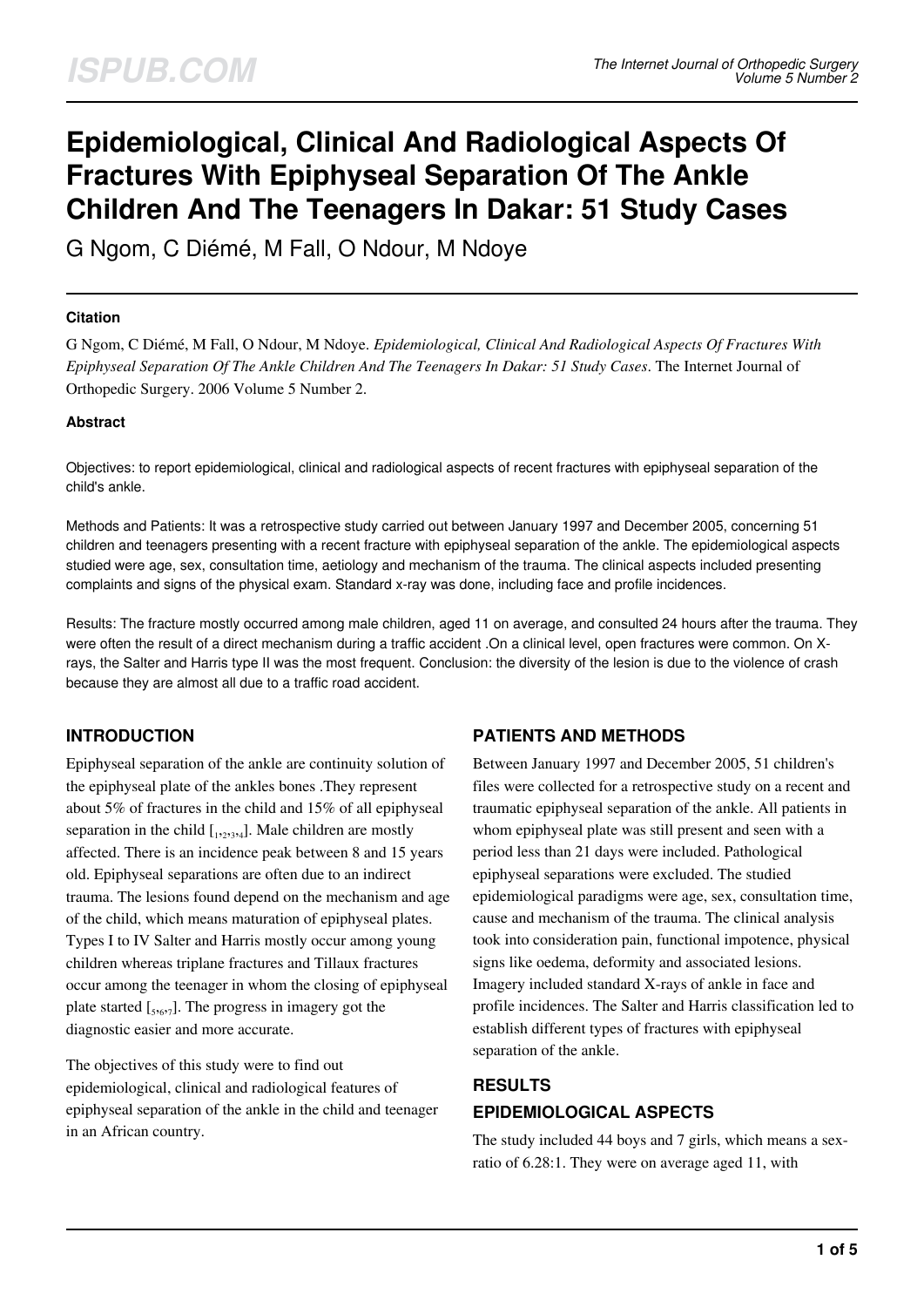# Epidemiological, Clinical And Radiological Aspects Of Fractures With Epiphyseal Separation Of The Ankle Children And The Teenagers In Dakar: 51 Study Cases

G Ngom, C Diémé, M Fall, O Ndour, M Ndoye

#### Citation

G Ngom, C Diémé, M Fall, O Ndour, M Ndoye. *Epidemiological, Clinical And Radiological Aspects Of Fractures With Epiphyseal Separation Of The Ankle Children And The Teenagers In Dakar: 51 Study Cases*. The Internet Journal of Orthopedic Surgery. 2006 Volume 5 Number 2.

#### Abstract

Objectives: to report epidemiological, clinical and radiological aspects of recent fractures with epiphyseal separation of the child's ankle.

Methods and Patients: It was a retrospective study carried out between January 1997 and December 2005, concerning 51 children and teenagers presenting with a recent fracture with epiphyseal separation of the ankle. The epidemiological aspects studied were age, sex, consultation time, aetiology and mechanism of the trauma. The clinical aspects included presenting complaints and signs of the physical exam. Standard x-ray was done, including face and profile incidences.

Results: The fracture mostly occurred among male children, aged 11 on average, and consulted 24 hours after the trauma. They were often the result of a direct mechanism during a traffic accident .On a clinical level, open fractures were common. On X-rays, the Salter and Harris type II was the most frequent. Conclusion: the diversity of the lesion is due to the violence of crash because they are almost all due to a traffic road accident.

## INTRODUCTION

Epiphyseal separation of the ankle are continuity solution of the epiphyseal plate of the ankles bones .They represent about 5% of fractures in the child and 15% of all epiphyseal separation in the child [1,2,3,4]. Male children are mostly affected. There is an incidence peak between 8 and 15 years old. Epiphyseal separations are often due to an indirect trauma. The lesions found depend on the mechanism and age of the child, which means maturation of epiphyseal plates. Types I to IV Salter and Harris mostly occur among young children whereas triplane fractures and Tillaux fractures occur among the teenager in whom the closing of epiphyseal plate started [5,6,7]. The progress in imagery got the diagnostic easier and more accurate.

The objectives of this study were to find out epidemiological, clinical and radiological features of epiphyseal separation of the ankle in the child and teenager in an African country.

## PATIENTS AND METHODS

Between January 1997 and December 2005, 51 children's files were collected for a retrospective study on a recent and traumatic epiphyseal separation of the ankle. All patients in whom epiphyseal plate was still present and seen with a period less than 21 days were included. Pathological epiphyseal separations were excluded. The studied epidemiological paradigms were age, sex, consultation time, cause and mechanism of the trauma. The clinical analysis took into consideration pain, functional impotence, physical signs like oedema, deformity and associated lesions. Imagery included standard X-rays of ankle in face and profile incidences. The Salter and Harris classification led to establish different types of fractures with epiphyseal separation of the ankle.

## RESULTS

### EPIDEMIOLOGICAL ASPECTS

The study included 44 boys and 7 girls, which means a sex-ratio of 6.28:1. They were on average aged 11, with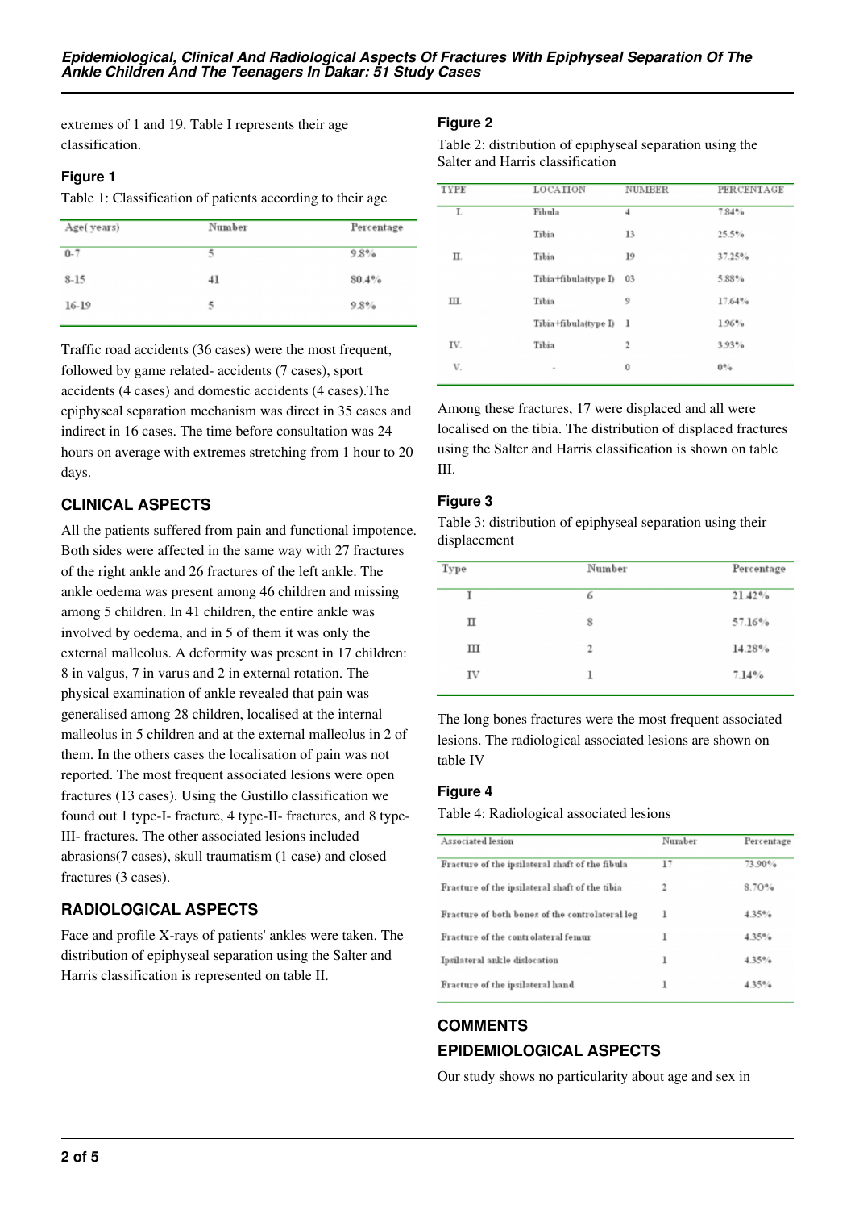extremes of 1 and 19. Table I represents their age classification.

### Figure 1

Table 1: Classification of patients according to their age

| Age( years) | Number | Percentage |
|---|---|---|
| 0-7 | 5 | 9.8% |
| 8-15 | 41 | 80.4% |
| 16-19 | 5 | 9.8% |

Traffic road accidents (36 cases) were the most frequent, followed by game related- accidents (7 cases), sport accidents (4 cases) and domestic accidents (4 cases).The epiphyseal separation mechanism was direct in 35 cases and indirect in 16 cases. The time before consultation was 24 hours on average with extremes stretching from 1 hour to 20 days.

## CLINICAL ASPECTS

All the patients suffered from pain and functional impotence. Both sides were affected in the same way with 27 fractures of the right ankle and 26 fractures of the left ankle. The ankle oedema was present among 46 children and missing among 5 children. In 41 children, the entire ankle was involved by oedema, and in 5 of them it was only the external malleolus. A deformity was present in 17 children: 8 in valgus, 7 in varus and 2 in external rotation. The physical examination of ankle revealed that pain was generalised among 28 children, localised at the internal malleolus in 5 children and at the external malleolus in 2 of them. In the others cases the localisation of pain was not reported. The most frequent associated lesions were open fractures (13 cases). Using the Gustillo classification we found out 1 type-I- fracture, 4 type-II- fractures, and 8 type-III- fractures. The other associated lesions included abrasions(7 cases), skull traumatism (1 case) and closed fractures (3 cases).

## RADIOLOGICAL ASPECTS

Face and profile X-rays of patients' ankles were taken. The distribution of epiphyseal separation using the Salter and Harris classification is represented on table II.

### Figure 2

Table 2: distribution of epiphyseal separation using the Salter and Harris classification

| TYPE | LOCATION | NUMBER | PERCENTAGE |
|---|---|---|---|
| I. | Fibula | 4 | 7.84% |
| | Tibia | 13 | 25.5% |
| II. | Tibia | 19 | 37.25% |
| | Tibia+fibula(type I) | 03 | 5.88% |
| III. | Tibia | 9 | 17.64% |
| | Tibia+fibula(type I) | 1 | 1.96% |
| IV. | Tibia | 2 | 3.93% |
| V. | - | 0 | 0% |

Among these fractures, 17 were displaced and all were localised on the tibia. The distribution of displaced fractures using the Salter and Harris classification is shown on table III.

### Figure 3

Table 3: distribution of epiphyseal separation using their displacement

| Type | Number | Percentage |
|---|---|---|
| I | 6 | 21.42% |
| II | 8 | 57.16% |
| III | 2 | 14.28% |
| IV | 1 | 7.14% |

The long bones fractures were the most frequent associated lesions. The radiological associated lesions are shown on table IV

### Figure 4

Table 4: Radiological associated lesions

| Associated lesion | Number | Percentage |
|---|---|---|
| Fracture of the ipsilateral shaft of the fibula | 17 | 73.90% |
| Fracture of the ipsilateral shaft of the tibia | 2 | 8.70% |
| Fracture of both bones of the contrololateral leg | 1 | 4.35% |
| Fracture of the controlateral femur | 1 | 4.35% |
| Ipsilateral ankle dislocation | 1 | 4.35% |
| Fracture of the ipsilateral hand | 1 | 4.35% |

## COMMENTS

## EPIDEMIOLOGICAL ASPECTS

Our study shows no particularity about age and sex in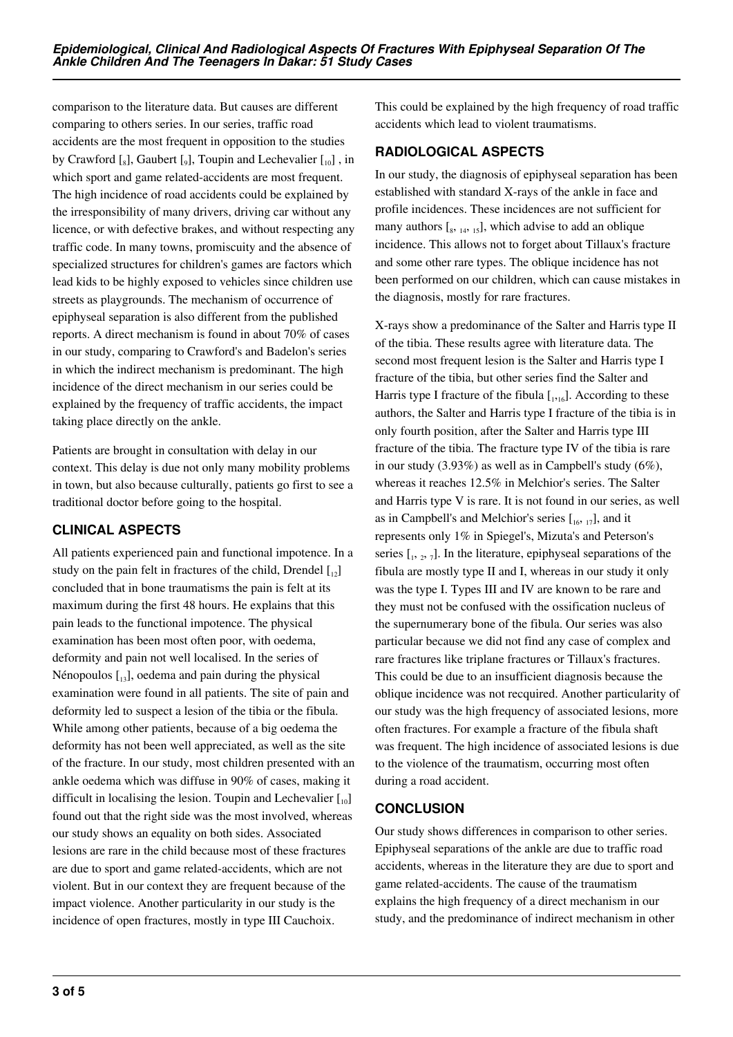comparison to the literature data. But causes are different comparing to others series. In our series, traffic road accidents are the most frequent in opposition to the studies by Crawford [8], Gaubert [9], Toupin and Lechevalier [10] , in which sport and game related-accidents are most frequent. The high incidence of road accidents could be explained by the irresponsibility of many drivers, driving car without any licence, or with defective brakes, and without respecting any traffic code. In many towns, promiscuity and the absence of specialized structures for children's games are factors which lead kids to be highly exposed to vehicles since children use streets as playgrounds. The mechanism of occurrence of epiphyseal separation is also different from the published reports. A direct mechanism is found in about 70% of cases in our study, comparing to Crawford's and Badelon's series in which the indirect mechanism is predominant. The high incidence of the direct mechanism in our series could be explained by the frequency of traffic accidents, the impact taking place directly on the ankle.

Patients are brought in consultation with delay in our context. This delay is due not only many mobility problems in town, but also because culturally, patients go first to see a traditional doctor before going to the hospital.

## CLINICAL ASPECTS

All patients experienced pain and functional impotence. In a study on the pain felt in fractures of the child, Drendel [12] concluded that in bone traumatisms the pain is felt at its maximum during the first 48 hours. He explains that this pain leads to the functional impotence. The physical examination has been most often poor, with oedema, deformity and pain not well localised. In the series of Nénopoulos [13], oedema and pain during the physical examination were found in all patients. The site of pain and deformity led to suspect a lesion of the tibia or the fibula. While among other patients, because of a big oedema the deformity has not been well appreciated, as well as the site of the fracture. In our study, most children presented with an ankle oedema which was diffuse in 90% of cases, making it difficult in localising the lesion. Toupin and Lechevalier [10] found out that the right side was the most involved, whereas our study shows an equality on both sides. Associated lesions are rare in the child because most of these fractures are due to sport and game related-accidents, which are not violent. But in our context they are frequent because of the impact violence. Another particularity in our study is the incidence of open fractures, mostly in type III Cauchoix. This could be explained by the high frequency of road traffic accidents which lead to violent traumatisms.

## RADIOLOGICAL ASPECTS

In our study, the diagnosis of epiphyseal separation has been established with standard X-rays of the ankle in face and profile incidences. These incidences are not sufficient for many authors [8, 14, 15], which advise to add an oblique incidence. This allows not to forget about Tillaux's fracture and some other rare types. The oblique incidence has not been performed on our children, which can cause mistakes in the diagnosis, mostly for rare fractures.

X-rays show a predominance of the Salter and Harris type II of the tibia. These results agree with literature data. The second most frequent lesion is the Salter and Harris type I fracture of the tibia, but other series find the Salter and Harris type I fracture of the fibula [1,16]. According to these authors, the Salter and Harris type I fracture of the tibia is in only fourth position, after the Salter and Harris type III fracture of the tibia. The fracture type IV of the tibia is rare in our study (3.93%) as well as in Campbell's study (6%), whereas it reaches 12.5% in Melchior's series. The Salter and Harris type V is rare. It is not found in our series, as well as in Campbell's and Melchior's series [16, 17], and it represents only 1% in Spiegel's, Mizuta's and Peterson's series [1, 2, 7]. In the literature, epiphyseal separations of the fibula are mostly type II and I, whereas in our study it only was the type I. Types III and IV are known to be rare and they must not be confused with the ossification nucleus of the supernumerary bone of the fibula. Our series was also particular because we did not find any case of complex and rare fractures like triplane fractures or Tillaux's fractures. This could be due to an insufficient diagnosis because the oblique incidence was not recquired. Another particularity of our study was the high frequency of associated lesions, more often fractures. For example a fracture of the fibula shaft was frequent. The high incidence of associated lesions is due to the violence of the traumatism, occurring most often during a road accident.

## CONCLUSION

Our study shows differences in comparison to other series. Epiphyseal separations of the ankle are due to traffic road accidents, whereas in the literature they are due to sport and game related-accidents. The cause of the traumatism explains the high frequency of a direct mechanism in our study, and the predominance of indirect mechanism in other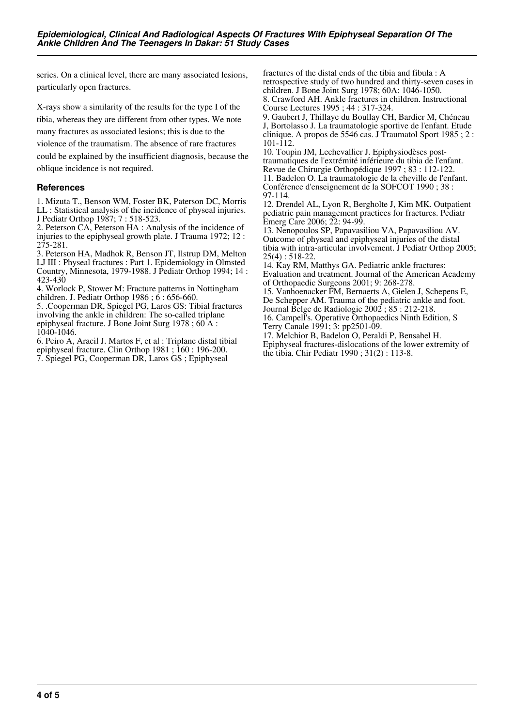series. On a clinical level, there are many associated lesions, particularly open fractures.

X-rays show a similarity of the results for the type I of the tibia, whereas they are different from other types. We note many fractures as associated lesions; this is due to the violence of the traumatism. The absence of rare fractures could be explained by the insufficient diagnosis, because the oblique incidence is not required.

## References

1. Mizuta T., Benson WM, Foster BK, Paterson DC, Morris LL : Statistical analysis of the incidence of physeal injuries. J Pediatr Orthop 1987; 7 : 518-523.
2. Peterson CA, Peterson HA : Analysis of the incidence of injuries to the epiphyseal growth plate. J Trauma 1972; 12 : 275-281.
3. Peterson HA, Madhok R, Benson JT, Ilstrup DM, Melton LJ III : Physeal fractures : Part 1. Epidemiology in Olmsted Country, Minnesota, 1979-1988. J Pediatr Orthop 1994; 14 : 423-430
4. Worlock P, Stower M: Fracture patterns in Nottingham children. J. Pediatr Orthop 1986 ; 6 : 656-660.
5. .Cooperman DR, Spiegel PG, Laros GS: Tibial fractures involving the ankle in children: The so-called triplane epiphyseal fracture. J Bone Joint Surg 1978 ; 60 A : 1040-1046.
6. Peiro A, Aracil J. Martos F, et al : Triplane distal tibial epiphyseal fracture. Clin Orthop 1981 ; 160 : 196-200.
7. Spiegel PG, Cooperman DR, Laros GS ; Epiphyseal fractures of the distal ends of the tibia and fibula : A retrospective study of two hundred and thirty-seven cases in children. J Bone Joint Surg 1978; 60A: 1046-1050.
8. Crawford AH. Ankle fractures in children. Instructional Course Lectures 1995 ; 44 : 317-324.
9. Gaubert J, Thillaye du Boullay CH, Bardier M, Chéneau J, Bortolasso J. La traumatologie sportive de l'enfant. Etude clinique. A propos de 5546 cas. J Traumatol Sport 1985 ; 2 : 101-112.
10. Toupin JM, Lechevallier J. Epiphysiodèses post-traumatiques de l'extrémité inférieure du tibia de l'enfant. Revue de Chirurgie Orthopédique 1997 ; 83 : 112-122.
11. Badelon O. La traumatologie de la cheville de l'enfant. Conférence d'enseignement de la SOFCOT 1990 ; 38 : 97-114.
12. Drendel AL, Lyon R, Bergholte J, Kim MK. Outpatient pediatric pain management practices for fractures. Pediatr Emerg Care 2006; 22: 94-99.
13. Nenopoulos SP, Papavasiliou VA, Papavasiliou AV. Outcome of physeal and epiphyseal injuries of the distal tibia with intra-articular involvement. J Pediatr Orthop 2005; 25(4) : 518-22.
14. Kay RM, Matthys GA. Pediatric ankle fractures: Evaluation and treatment. Journal of the American Academy of Orthopaedic Surgeons 2001; 9: 268-278.
15. Vanhoenacker FM, Bernaerts A, Gielen J, Schepens E, De Schepper AM. Trauma of the pediatric ankle and foot. Journal Belge de Radiologie 2002 ; 85 : 212-218.
16. Campell's. Operative Orthopaedics Ninth Edition, S Terry Canale 1991; 3: pp2501-09.
17. Melchior B, Badelon O, Peraldi P, Bensahel H. Epiphyseal fractures-dislocations of the lower extremity of the tibia. Chir Pediatr 1990 ; 31(2) : 113-8.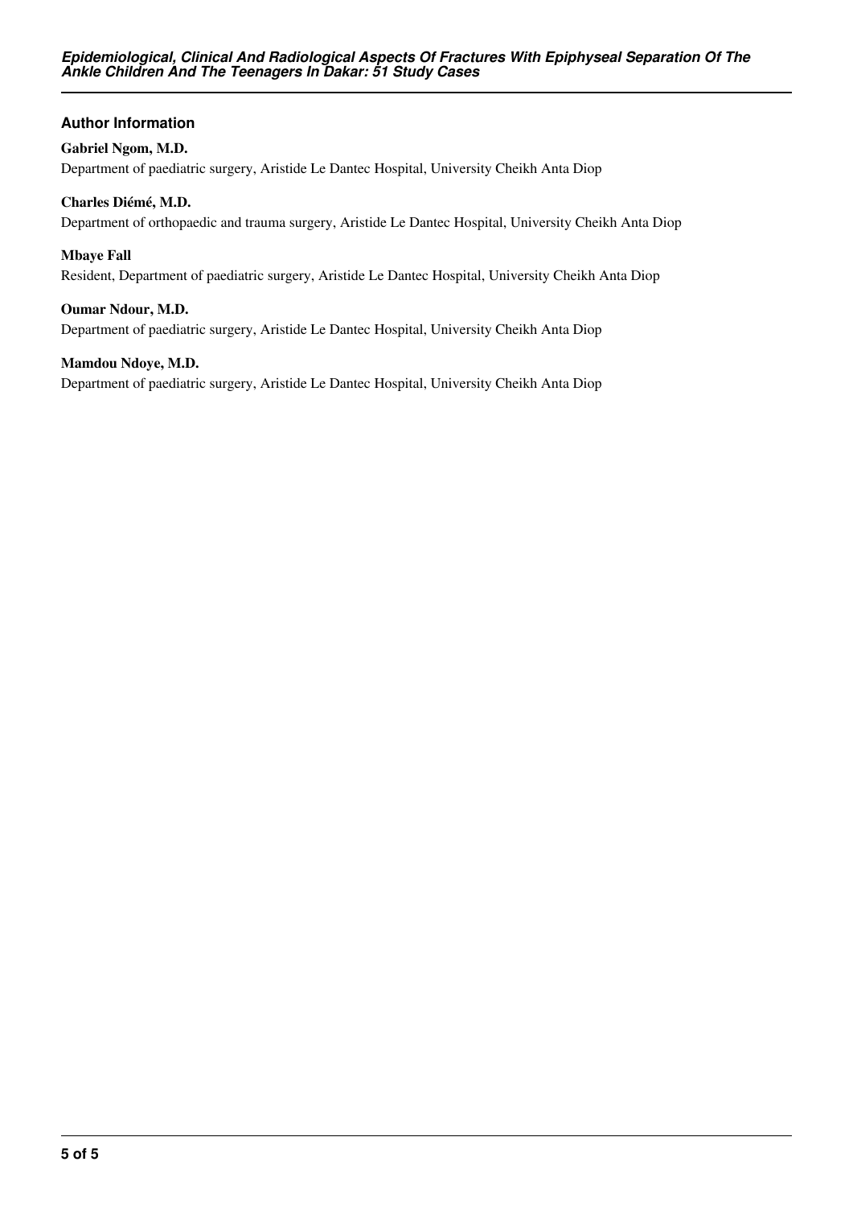## Author Information

**Gabriel Ngom, M.D.**
Department of paediatric surgery, Aristide Le Dantec Hospital, University Cheikh Anta Diop

**Charles Diémé, M.D.**
Department of orthopaedic and trauma surgery, Aristide Le Dantec Hospital, University Cheikh Anta Diop

**Mbaye Fall**
Resident, Department of paediatric surgery, Aristide Le Dantec Hospital, University Cheikh Anta Diop

**Oumar Ndour, M.D.**
Department of paediatric surgery, Aristide Le Dantec Hospital, University Cheikh Anta Diop

**Mamdou Ndoye, M.D.**
Department of paediatric surgery, Aristide Le Dantec Hospital, University Cheikh Anta Diop